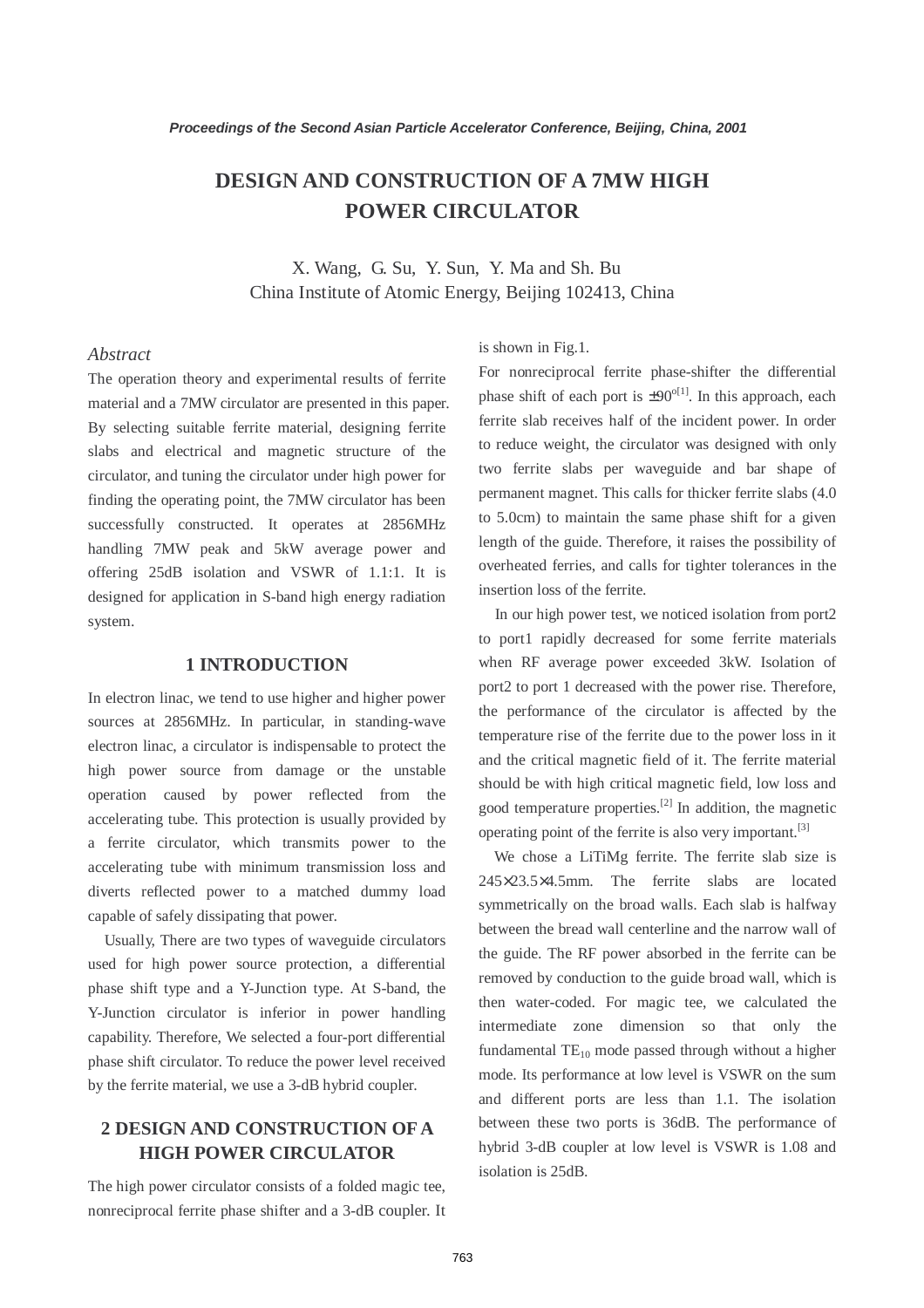# DESIGN AND CONSTRUCTION OF A 7MW HIGH POWER CIRCULATOR

X. Wang, G. Su, Y. Sun, Y. Ma and Sh. Bu
China Institute of Atomic Energy, Beijing 102413, China

## Abstract

The operation theory and experimental results of ferrite material and a 7MW circulator are presented in this paper. By selecting suitable ferrite material, designing ferrite slabs and electrical and magnetic structure of the circulator, and tuning the circulator under high power for finding the operating point, the 7MW circulator has been successfully constructed. It operates at 2856MHz handling 7MW peak and 5kW average power and offering 25dB isolation and VSWR of 1.1:1. It is designed for application in S-band high energy radiation system.

## 1 INTRODUCTION

In electron linac, we tend to use higher and higher power sources at 2856MHz. In particular, in standing-wave electron linac, a circulator is indispensable to protect the high power source from damage or the unstable operation caused by power reflected from the accelerating tube. This protection is usually provided by a ferrite circulator, which transmits power to the accelerating tube with minimum transmission loss and diverts reflected power to a matched dummy load capable of safely dissipating that power.

Usually, There are two types of waveguide circulators used for high power source protection, a differential phase shift type and a Y-Junction type. At S-band, the Y-Junction circulator is inferior in power handling capability. Therefore, We selected a four-port differential phase shift circulator. To reduce the power level received by the ferrite material, we use a 3-dB hybrid coupler.

## 2 DESIGN AND CONSTRUCTION OF A HIGH POWER CIRCULATOR

The high power circulator consists of a folded magic tee, nonreciprocal ferrite phase shifter and a 3-dB coupler. It is shown in Fig.1.

For nonreciprocal ferrite phase-shifter the differential phase shift of each port is $\pm 90^{o}$[1]. In this approach, each ferrite slab receives half of the incident power. In order to reduce weight, the circulator was designed with only two ferrite slabs per waveguide and bar shape of permanent magnet. This calls for thicker ferrite slabs (4.0 to 5.0cm) to maintain the same phase shift for a given length of the guide. Therefore, it raises the possibility of overheated ferries, and calls for tighter tolerances in the insertion loss of the ferrite.

In our high power test, we noticed isolation from port2 to port1 rapidly decreased for some ferrite materials when RF average power exceeded 3kW. Isolation of port2 to port 1 decreased with the power rise. Therefore, the performance of the circulator is affected by the temperature rise of the ferrite due to the power loss in it and the critical magnetic field of it. The ferrite material should be with high critical magnetic field, low loss and good temperature properties.[2] In addition, the magnetic operating point of the ferrite is also very important.[3]

We chose a LiTiMg ferrite. The ferrite slab size is $245\times23.5\times4.5$mm. The ferrite slabs are located symmetrically on the broad walls. Each slab is halfway between the bread wall centerline and the narrow wall of the guide. The RF power absorbed in the ferrite can be removed by conduction to the guide broad wall, which is then water-coded. For magic tee, we calculated the intermediate zone dimension so that only the fundamental $TE_{10}$ mode passed through without a higher mode. Its performance at low level is VSWR on the sum and different ports are less than 1.1. The isolation between these two ports is 36dB. The performance of hybrid 3-dB coupler at low level is VSWR is 1.08 and isolation is 25dB.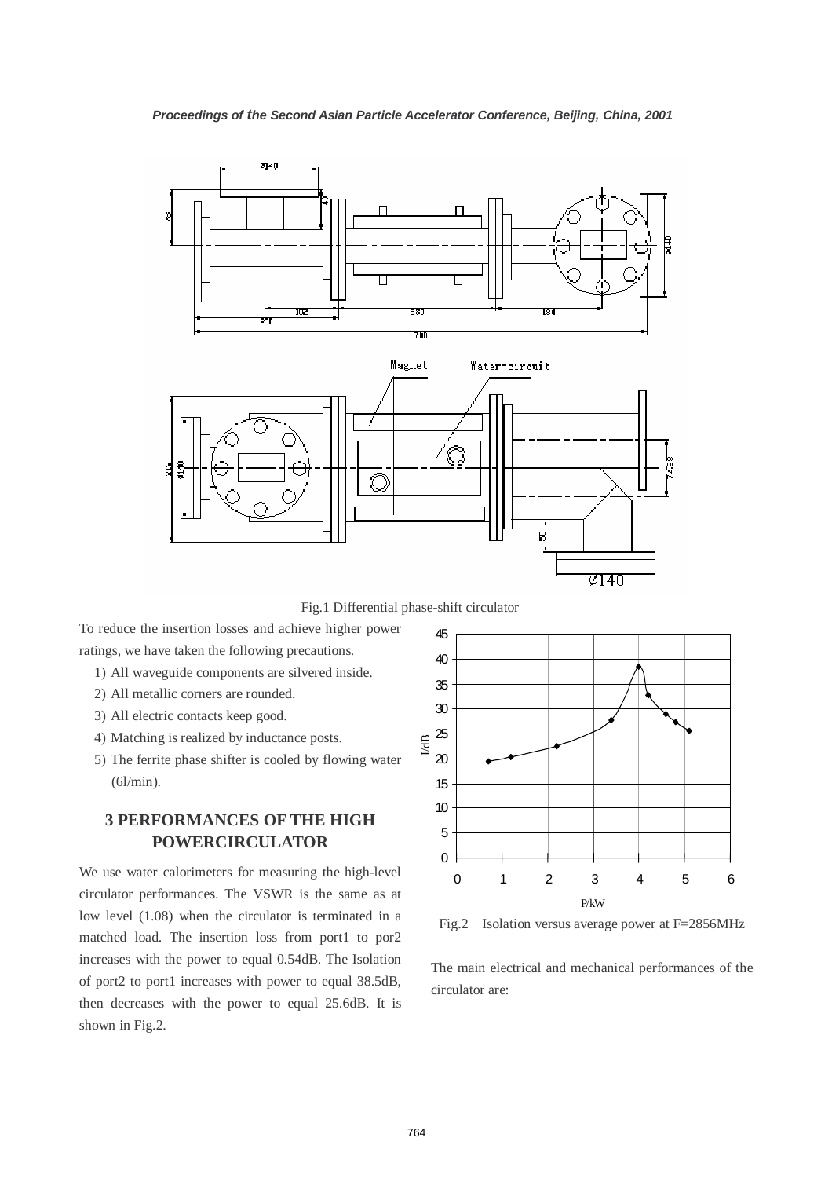Fig.1 Differential phase-shift circulator

To reduce the insertion losses and achieve higher power ratings, we have taken the following precautions.

1) All waveguide components are silvered inside.
2) All metallic corners are rounded.
3) All electric contacts keep good.
4) Matching is realized by inductance posts.
5) The ferrite phase shifter is cooled by flowing water (6l/min).

## 3 PERFORMANCES OF THE HIGH POWERCIRCULATOR

We use water calorimeters for measuring the high-level circulator performances. The VSWR is the same as at low level (1.08) when the circulator is terminated in a matched load. The insertion loss from port1 to por2 increases with the power to equal 0.54dB. The Isolation of port2 to port1 increases with power to equal 38.5dB, then decreases with the power to equal 25.6dB. It is shown in Fig.2.

Fig.2 Isolation versus average power at F=2856MHz

The main electrical and mechanical performances of the circulator are: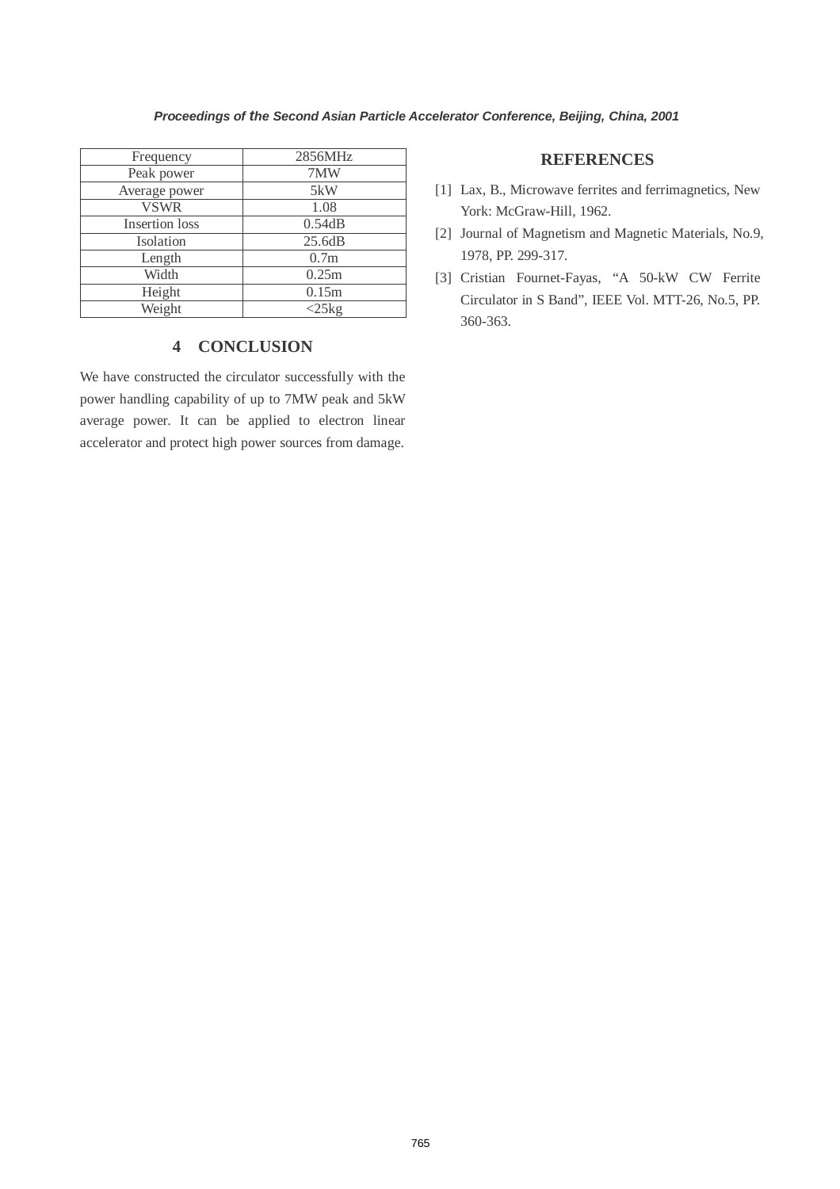| | |
|---|---|
| Frequency | 2856MHz |
| Peak power | 7MW |
| Average power | 5kW |
| VSWR | 1.08 |
| Insertion loss | 0.54dB |
| Isolation | 25.6dB |
| Length | 0.7m |
| Width | 0.25m |
| Height | 0.15m |
| Weight | <25kg |

## 4 CONCLUSION

We have constructed the circulator successfully with the power handling capability of up to 7MW peak and 5kW average power. It can be applied to electron linear accelerator and protect high power sources from damage.

## REFERENCES

[1] Lax, B., Microwave ferrites and ferrimagnetics, New York: McGraw-Hill, 1962.

[2] Journal of Magnetism and Magnetic Materials, No.9, 1978, PP. 299-317.

[3] Cristian Fournet-Fayas, “A 50-kW CW Ferrite Circulator in S Band”, IEEE Vol. MTT-26, No.5, PP. 360-363.